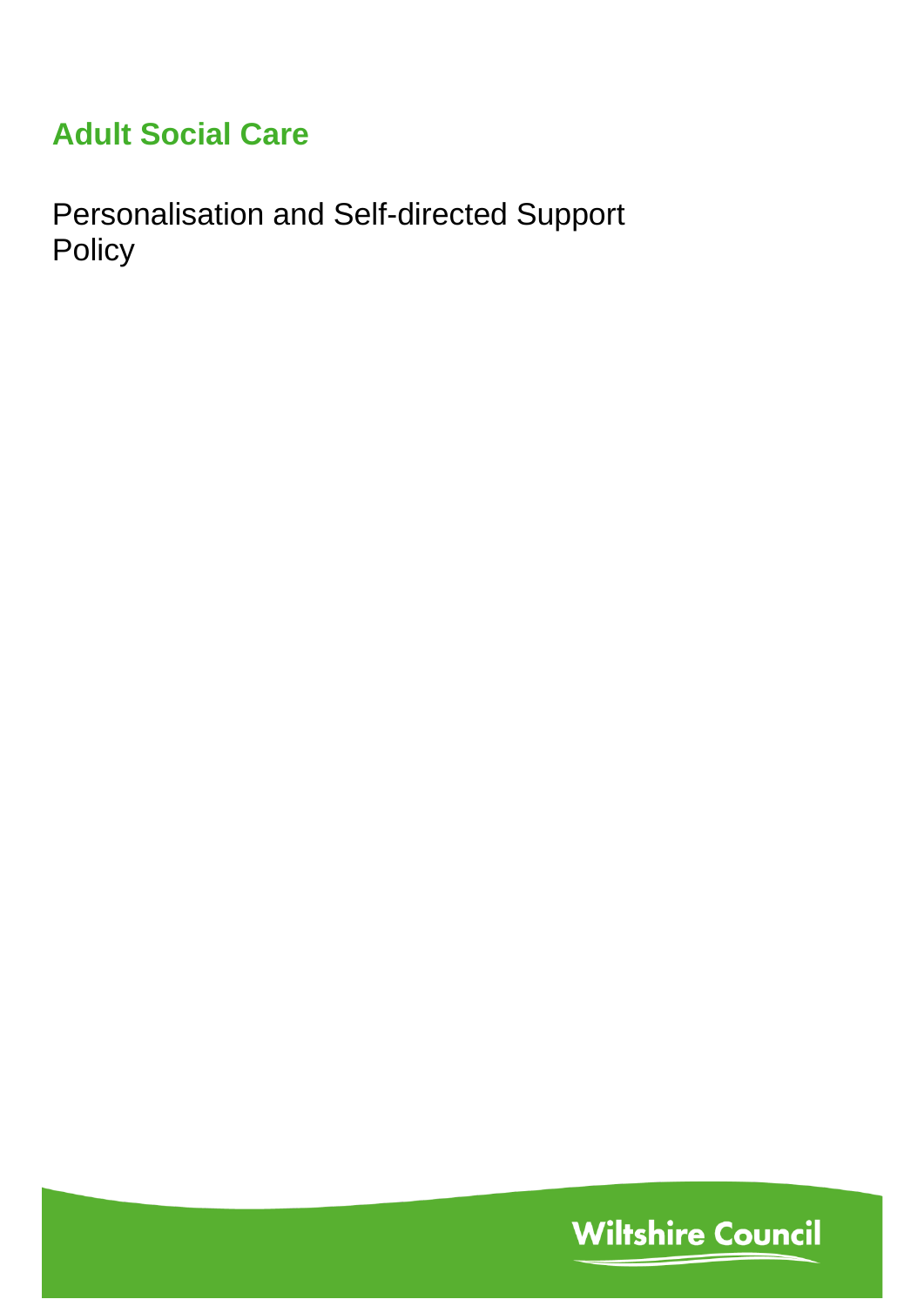# Adult Social Care

Personalisation and Self-directed Support Policy

Wiltshire Council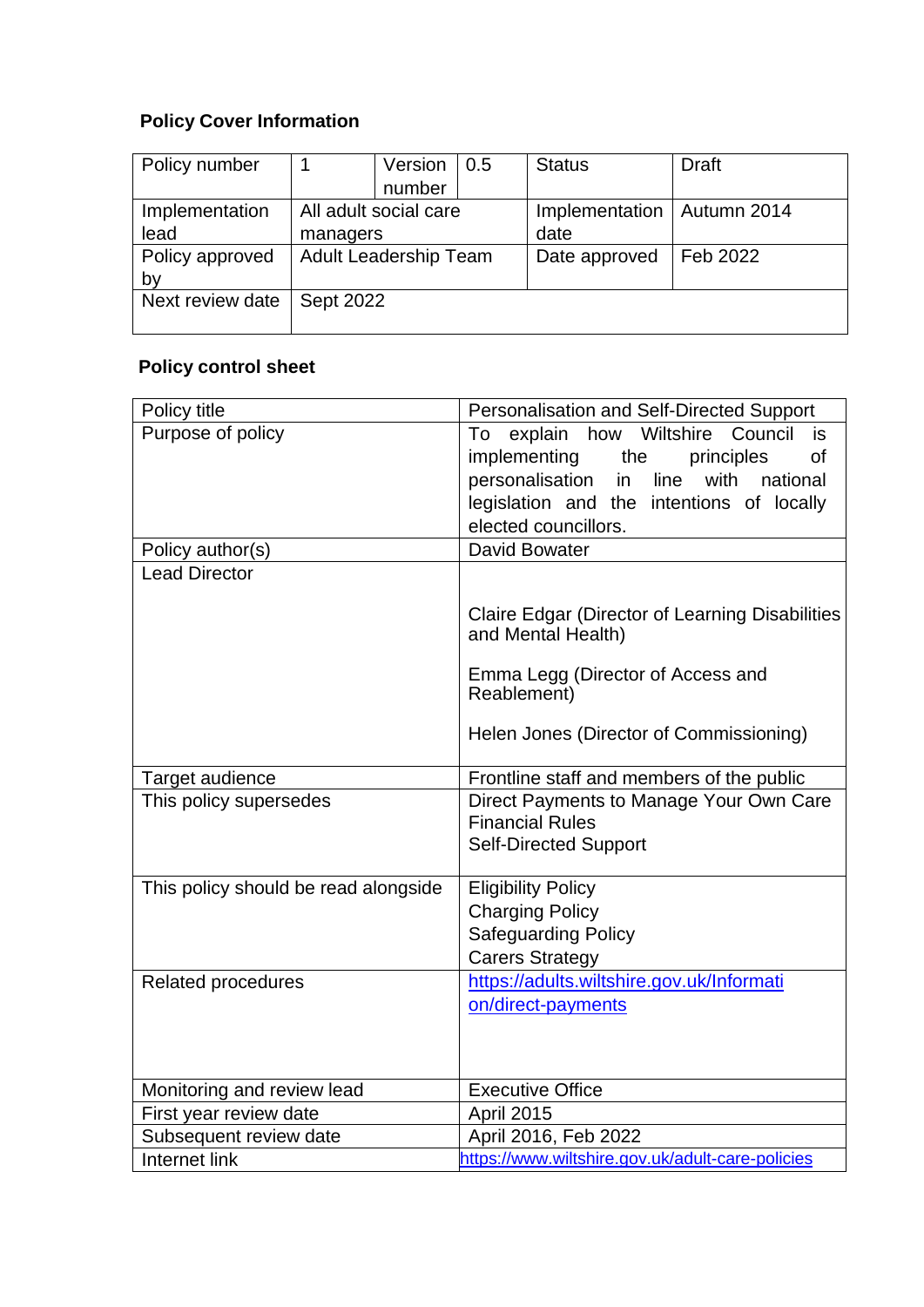**Policy Cover Information**

| Policy number | 1 | Version number | 0.5 | Status | Draft |
|---|---|---|---|---|---|
| Implementation lead | All adult social care managers | | | Implementation date | Autumn 2014 |
| Policy approved by | Adult Leadership Team | | | Date approved | Feb 2022 |
| Next review date | Sept 2022 | | | | |

**Policy control sheet**

| Policy title | Personalisation and Self-Directed Support |
|---|---|
| Purpose of policy | To explain how Wiltshire Council is implementing the principles of personalisation in line with national legislation and the intentions of locally elected councillors. |
| Policy author(s) | David Bowater |
| Lead Director | Claire Edgar (Director of Learning Disabilities and Mental Health)<br><br>Emma Legg (Director of Access and Reablement)<br><br>Helen Jones (Director of Commissioning) |
| Target audience | Frontline staff and members of the public |
| This policy supersedes | Direct Payments to Manage Your Own Care<br>Financial Rules<br>Self-Directed Support |
| This policy should be read alongside | Eligibility Policy<br>Charging Policy<br>Safeguarding Policy<br>Carers Strategy |
| Related procedures | https://adults.wiltshire.gov.uk/Information/direct-payments |
| Monitoring and review lead | Executive Office |
| First year review date | April 2015 |
| Subsequent review date | April 2016, Feb 2022 |
| Internet link | https://www.wiltshire.gov.uk/adult-care-policies |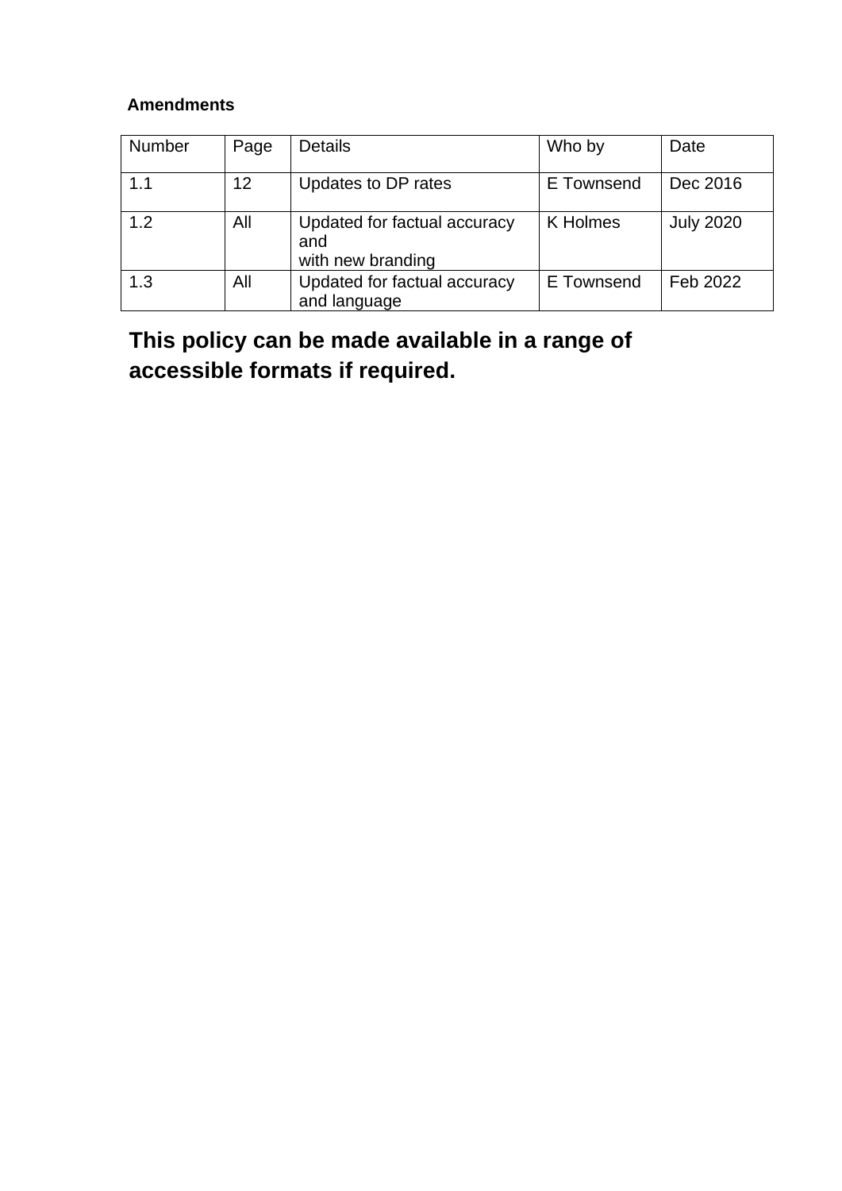**Amendments**

| Number | Page | Details | Who by | Date |
|---|---|---|---|---|
| 1.1 | 12 | Updates to DP rates | E Townsend | Dec 2016 |
| 1.2 | All | Updated for factual accuracy and with new branding | K Holmes | July 2020 |
| 1.3 | All | Updated for factual accuracy and language | E Townsend | Feb 2022 |

**This policy can be made available in a range of accessible formats if required.**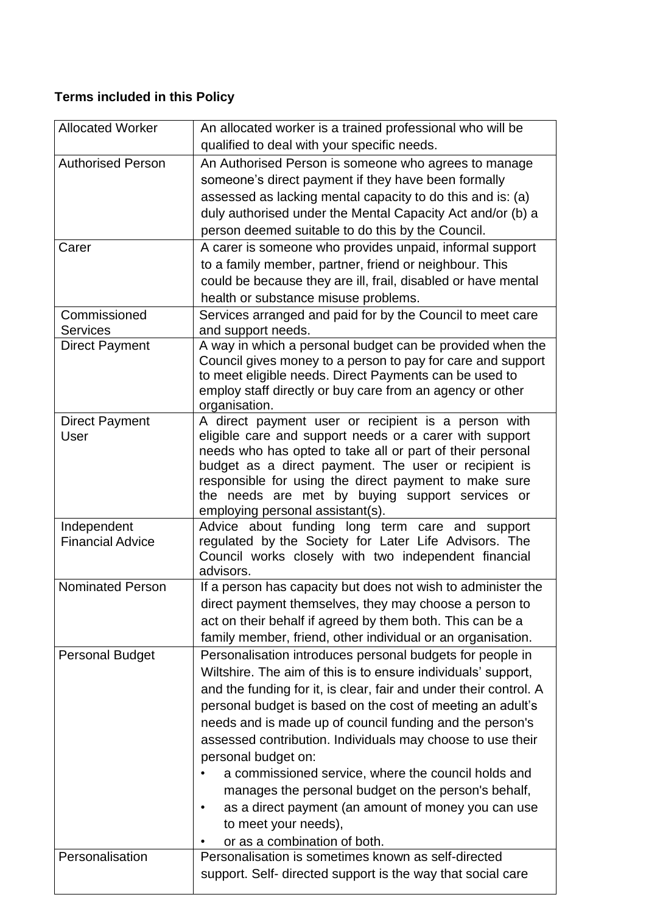**Terms included in this Policy**

| | |
|---|---|
| Allocated Worker | An allocated worker is a trained professional who will be qualified to deal with your specific needs. |
| Authorised Person | An Authorised Person is someone who agrees to manage someone's direct payment if they have been formally assessed as lacking mental capacity to do this and is: (a) duly authorised under the Mental Capacity Act and/or (b) a person deemed suitable to do this by the Council. |
| Carer | A carer is someone who provides unpaid, informal support to a family member, partner, friend or neighbour. This could be because they are ill, frail, disabled or have mental health or substance misuse problems. |
| Commissioned Services | Services arranged and paid for by the Council to meet care and support needs. |
| Direct Payment | A way in which a personal budget can be provided when the Council gives money to a person to pay for care and support to meet eligible needs. Direct Payments can be used to employ staff directly or buy care from an agency or other organisation. |
| Direct Payment User | A direct payment user or recipient is a person with eligible care and support needs or a carer with support needs who has opted to take all or part of their personal budget as a direct payment. The user or recipient is responsible for using the direct payment to make sure the needs are met by buying support services or employing personal assistant(s). |
| Independent Financial Advice | Advice about funding long term care and support regulated by the Society for Later Life Advisors. The Council works closely with two independent financial advisors. |
| Nominated Person | If a person has capacity but does not wish to administer the direct payment themselves, they may choose a person to act on their behalf if agreed by them both. This can be a family member, friend, other individual or an organisation. |
| Personal Budget | Personalisation introduces personal budgets for people in Wiltshire. The aim of this is to ensure individuals' support, and the funding for it, is clear, fair and under their control. A personal budget is based on the cost of meeting an adult's needs and is made up of council funding and the person's assessed contribution. Individuals may choose to use their personal budget on:<br>• a commissioned service, where the council holds and manages the personal budget on the person's behalf,<br>• as a direct payment (an amount of money you can use to meet your needs),<br>• or as a combination of both. |
| Personalisation | Personalisation is sometimes known as self-directed support. Self- directed support is the way that social care |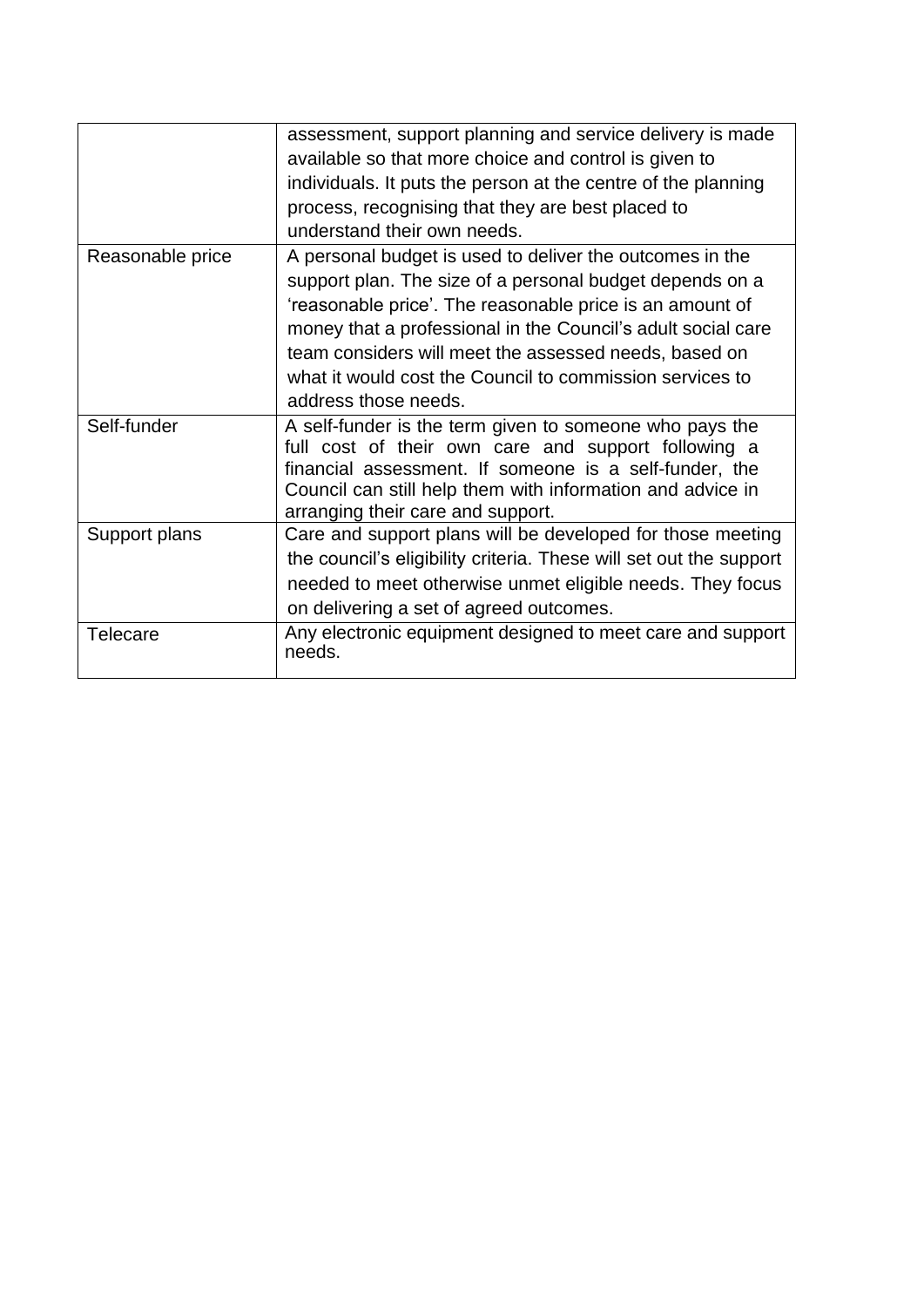| | |
|---|---|
| | assessment, support planning and service delivery is made available so that more choice and control is given to individuals. It puts the person at the centre of the planning process, recognising that they are best placed to understand their own needs. |
| Reasonable price | A personal budget is used to deliver the outcomes in the support plan. The size of a personal budget depends on a 'reasonable price'. The reasonable price is an amount of money that a professional in the Council's adult social care team considers will meet the assessed needs, based on what it would cost the Council to commission services to address those needs. |
| Self-funder | A self-funder is the term given to someone who pays the full cost of their own care and support following a financial assessment. If someone is a self-funder, the Council can still help them with information and advice in arranging their care and support. |
| Support plans | Care and support plans will be developed for those meeting the council's eligibility criteria. These will set out the support needed to meet otherwise unmet eligible needs. They focus on delivering a set of agreed outcomes. |
| Telecare | Any electronic equipment designed to meet care and support needs. |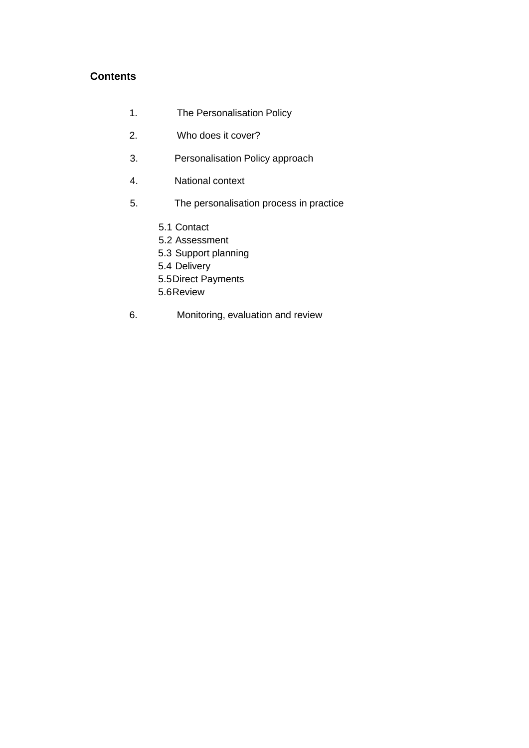**Contents**

1. The Personalisation Policy
2. Who does it cover?
3. Personalisation Policy approach
4. National context
5. The personalisation process in practice
   - 5.1 Contact
   - 5.2 Assessment
   - 5.3 Support planning
   - 5.4 Delivery
   - 5.5 Direct Payments
   - 5.6 Review
6. Monitoring, evaluation and review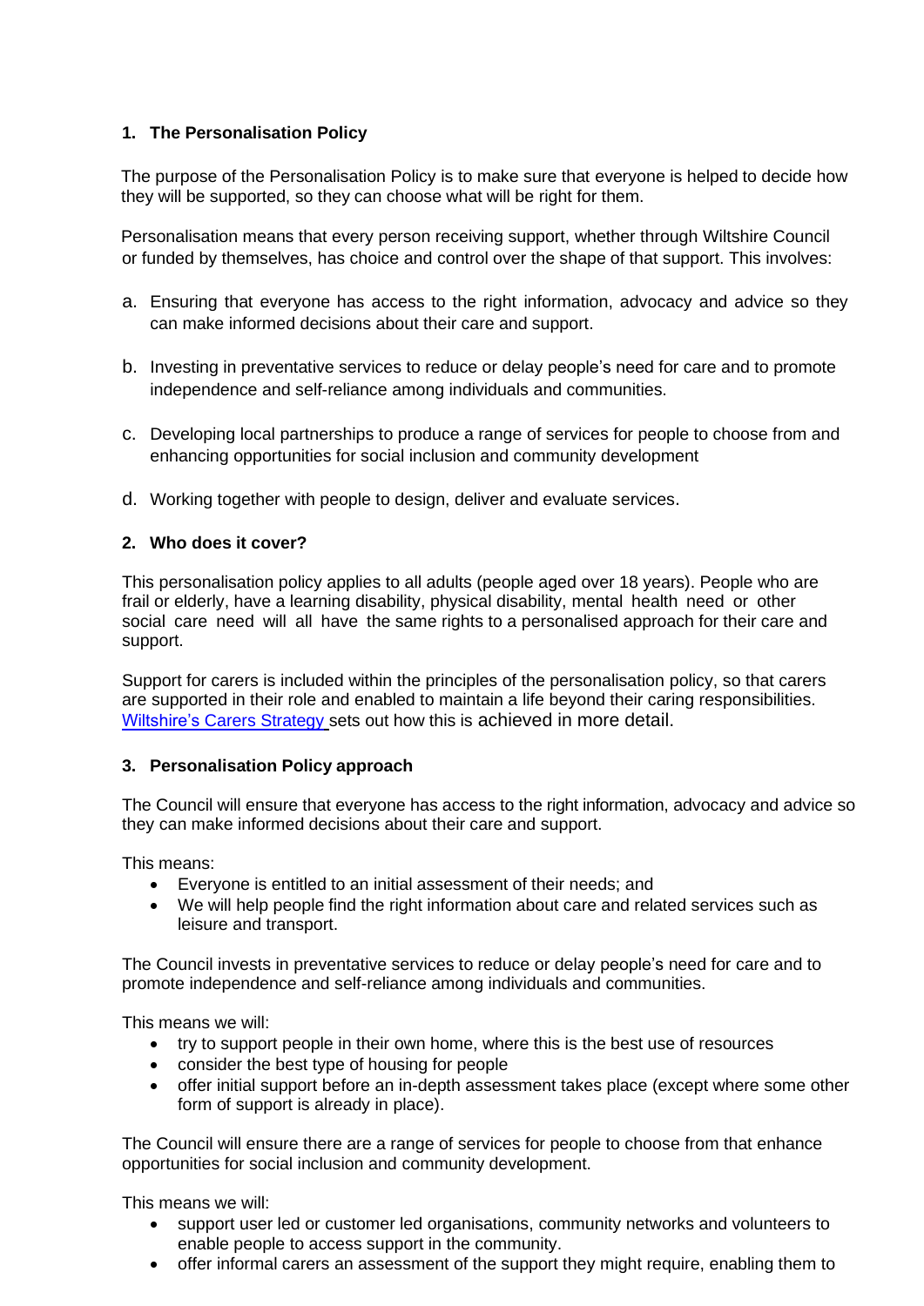## 1. The Personalisation Policy

The purpose of the Personalisation Policy is to make sure that everyone is helped to decide how they will be supported, so they can choose what will be right for them.

Personalisation means that every person receiving support, whether through Wiltshire Council or funded by themselves, has choice and control over the shape of that support. This involves:

a. Ensuring that everyone has access to the right information, advocacy and advice so they can make informed decisions about their care and support.

b. Investing in preventative services to reduce or delay people's need for care and to promote independence and self-reliance among individuals and communities.

c. Developing local partnerships to produce a range of services for people to choose from and enhancing opportunities for social inclusion and community development

d. Working together with people to design, deliver and evaluate services.

## 2. Who does it cover?

This personalisation policy applies to all adults (people aged over 18 years). People who are frail or elderly, have a learning disability, physical disability, mental health need or other social care need will all have the same rights to a personalised approach for their care and support.

Support for carers is included within the principles of the personalisation policy, so that carers are supported in their role and enabled to maintain a life beyond their caring responsibilities. [Wiltshire's Carers Strategy] sets out how this is achieved in more detail.

## 3. Personalisation Policy approach

The Council will ensure that everyone has access to the right information, advocacy and advice so they can make informed decisions about their care and support.

This means:

- Everyone is entitled to an initial assessment of their needs; and
- We will help people find the right information about care and related services such as leisure and transport.

The Council invests in preventative services to reduce or delay people's need for care and to promote independence and self-reliance among individuals and communities.

This means we will:

- try to support people in their own home, where this is the best use of resources
- consider the best type of housing for people
- offer initial support before an in-depth assessment takes place (except where some other form of support is already in place).

The Council will ensure there are a range of services for people to choose from that enhance opportunities for social inclusion and community development.

This means we will:

- support user led or customer led organisations, community networks and volunteers to enable people to access support in the community.
- offer informal carers an assessment of the support they might require, enabling them to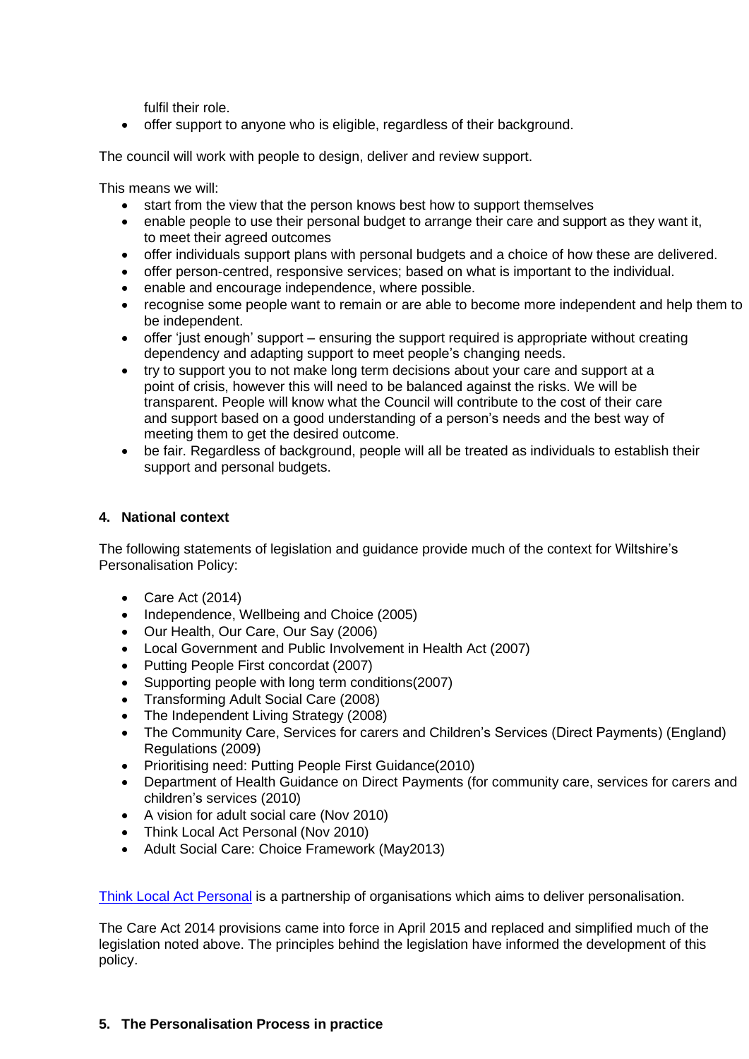fulfil their role.
- offer support to anyone who is eligible, regardless of their background.

The council will work with people to design, deliver and review support.

This means we will:

- start from the view that the person knows best how to support themselves
- enable people to use their personal budget to arrange their care and support as they want it, to meet their agreed outcomes
- offer individuals support plans with personal budgets and a choice of how these are delivered.
- offer person-centred, responsive services; based on what is important to the individual.
- enable and encourage independence, where possible.
- recognise some people want to remain or are able to become more independent and help them to be independent.
- offer 'just enough' support – ensuring the support required is appropriate without creating dependency and adapting support to meet people's changing needs.
- try to support you to not make long term decisions about your care and support at a point of crisis, however this will need to be balanced against the risks. We will be transparent. People will know what the Council will contribute to the cost of their care and support based on a good understanding of a person's needs and the best way of meeting them to get the desired outcome.
- be fair. Regardless of background, people will all be treated as individuals to establish their support and personal budgets.

## 4. National context

The following statements of legislation and guidance provide much of the context for Wiltshire's Personalisation Policy:

- Care Act (2014)
- Independence, Wellbeing and Choice (2005)
- Our Health, Our Care, Our Say (2006)
- Local Government and Public Involvement in Health Act (2007)
- Putting People First concordat (2007)
- Supporting people with long term conditions(2007)
- Transforming Adult Social Care (2008)
- The Independent Living Strategy (2008)
- The Community Care, Services for carers and Children's Services (Direct Payments) (England) Regulations (2009)
- Prioritising need: Putting People First Guidance(2010)
- Department of Health Guidance on Direct Payments (for community care, services for carers and children's services (2010)
- A vision for adult social care (Nov 2010)
- Think Local Act Personal (Nov 2010)
- Adult Social Care: Choice Framework (May2013)

Think Local Act Personal is a partnership of organisations which aims to deliver personalisation.

The Care Act 2014 provisions came into force in April 2015 and replaced and simplified much of the legislation noted above. The principles behind the legislation have informed the development of this policy.

## 5. The Personalisation Process in practice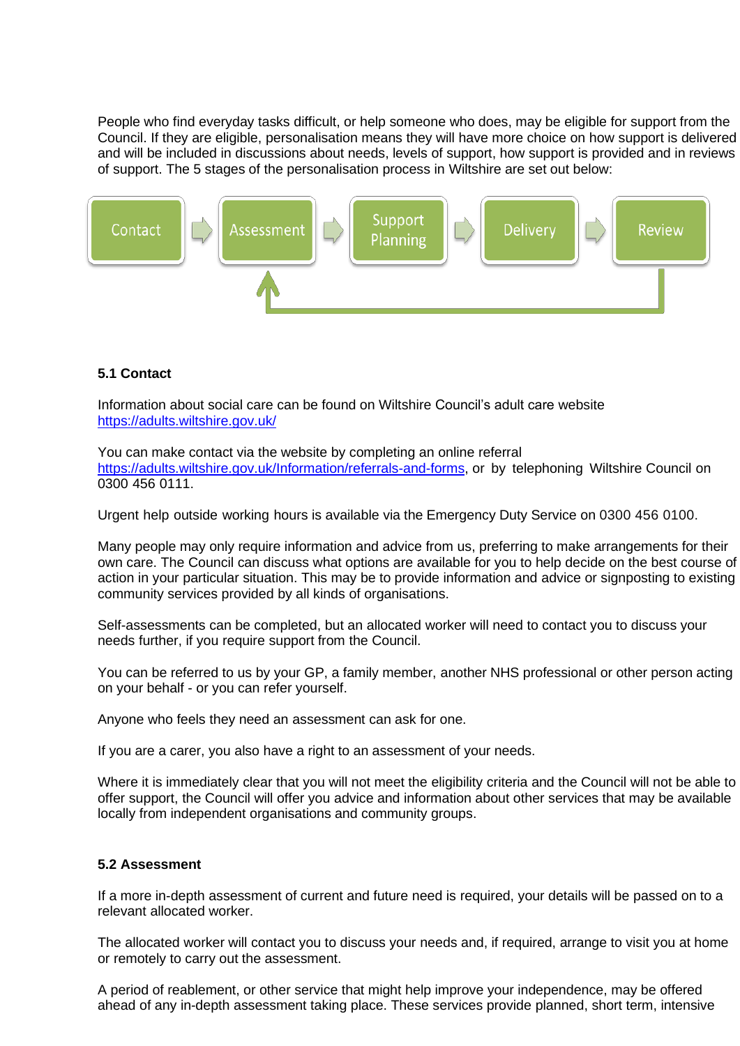People who find everyday tasks difficult, or help someone who does, may be eligible for support from the Council. If they are eligible, personalisation means they will have more choice on how support is delivered and will be included in discussions about needs, levels of support, how support is provided and in reviews of support. The 5 stages of the personalisation process in Wiltshire are set out below:

Contact → Assessment → Support Planning → Delivery → Review

### 5.1 Contact

Information about social care can be found on Wiltshire Council's adult care website https://adults.wiltshire.gov.uk/

You can make contact via the website by completing an online referral https://adults.wiltshire.gov.uk/Information/referrals-and-forms, or by telephoning Wiltshire Council on 0300 456 0111.

Urgent help outside working hours is available via the Emergency Duty Service on 0300 456 0100.

Many people may only require information and advice from us, preferring to make arrangements for their own care. The Council can discuss what options are available for you to help decide on the best course of action in your particular situation. This may be to provide information and advice or signposting to existing community services provided by all kinds of organisations.

Self-assessments can be completed, but an allocated worker will need to contact you to discuss your needs further, if you require support from the Council.

You can be referred to us by your GP, a family member, another NHS professional or other person acting on your behalf - or you can refer yourself.

Anyone who feels they need an assessment can ask for one.

If you are a carer, you also have a right to an assessment of your needs.

Where it is immediately clear that you will not meet the eligibility criteria and the Council will not be able to offer support, the Council will offer you advice and information about other services that may be available locally from independent organisations and community groups.

### 5.2 Assessment

If a more in-depth assessment of current and future need is required, your details will be passed on to a relevant allocated worker.

The allocated worker will contact you to discuss your needs and, if required, arrange to visit you at home or remotely to carry out the assessment.

A period of reablement, or other service that might help improve your independence, may be offered ahead of any in-depth assessment taking place. These services provide planned, short term, intensive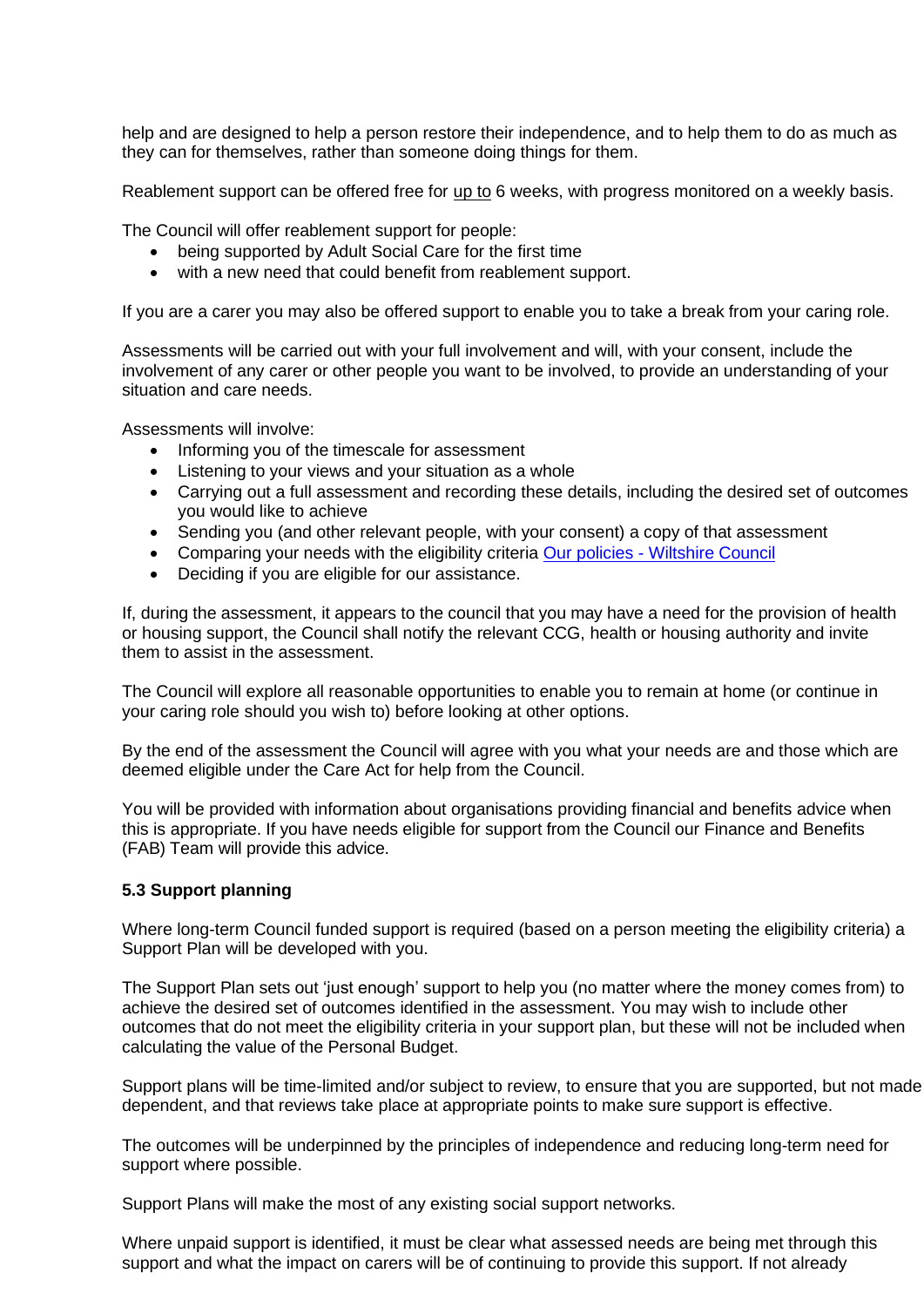help and are designed to help a person restore their independence, and to help them to do as much as they can for themselves, rather than someone doing things for them.

Reablement support can be offered free for up to 6 weeks, with progress monitored on a weekly basis.

The Council will offer reablement support for people:

- being supported by Adult Social Care for the first time
- with a new need that could benefit from reablement support.

If you are a carer you may also be offered support to enable you to take a break from your caring role.

Assessments will be carried out with your full involvement and will, with your consent, include the involvement of any carer or other people you want to be involved, to provide an understanding of your situation and care needs.

Assessments will involve:

- Informing you of the timescale for assessment
- Listening to your views and your situation as a whole
- Carrying out a full assessment and recording these details, including the desired set of outcomes you would like to achieve
- Sending you (and other relevant people, with your consent) a copy of that assessment
- Comparing your needs with the eligibility criteria [Our policies - Wiltshire Council]
- Deciding if you are eligible for our assistance.

If, during the assessment, it appears to the council that you may have a need for the provision of health or housing support, the Council shall notify the relevant CCG, health or housing authority and invite them to assist in the assessment.

The Council will explore all reasonable opportunities to enable you to remain at home (or continue in your caring role should you wish to) before looking at other options.

By the end of the assessment the Council will agree with you what your needs are and those which are deemed eligible under the Care Act for help from the Council.

You will be provided with information about organisations providing financial and benefits advice when this is appropriate. If you have needs eligible for support from the Council our Finance and Benefits (FAB) Team will provide this advice.

**5.3 Support planning**

Where long-term Council funded support is required (based on a person meeting the eligibility criteria) a Support Plan will be developed with you.

The Support Plan sets out 'just enough' support to help you (no matter where the money comes from) to achieve the desired set of outcomes identified in the assessment. You may wish to include other outcomes that do not meet the eligibility criteria in your support plan, but these will not be included when calculating the value of the Personal Budget.

Support plans will be time-limited and/or subject to review, to ensure that you are supported, but not made dependent, and that reviews take place at appropriate points to make sure support is effective.

The outcomes will be underpinned by the principles of independence and reducing long-term need for support where possible.

Support Plans will make the most of any existing social support networks.

Where unpaid support is identified, it must be clear what assessed needs are being met through this support and what the impact on carers will be of continuing to provide this support. If not already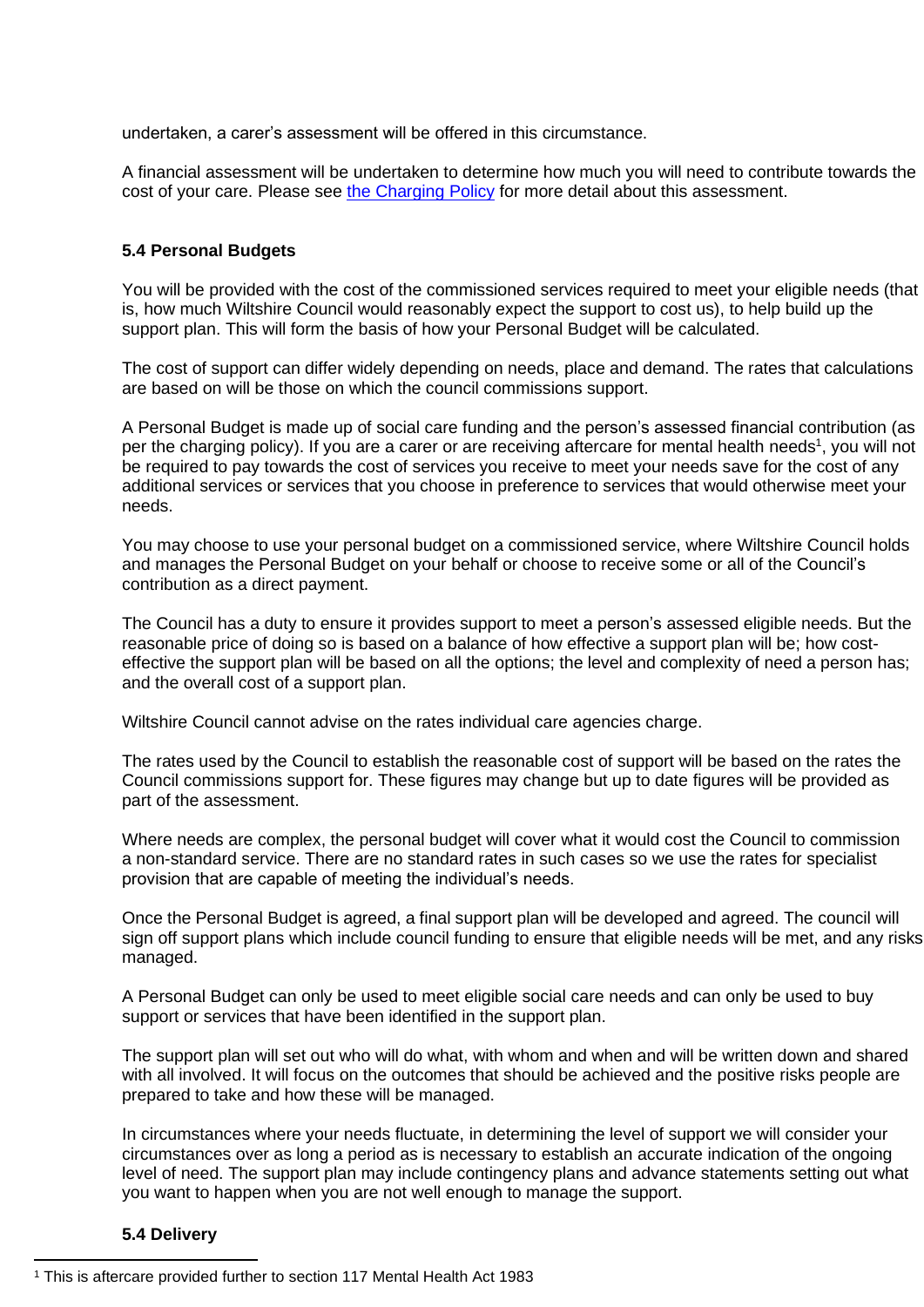undertaken, a carer's assessment will be offered in this circumstance.

A financial assessment will be undertaken to determine how much you will need to contribute towards the cost of your care. Please see [the Charging Policy]() for more detail about this assessment.

### 5.4 Personal Budgets

You will be provided with the cost of the commissioned services required to meet your eligible needs (that is, how much Wiltshire Council would reasonably expect the support to cost us), to help build up the support plan. This will form the basis of how your Personal Budget will be calculated.

The cost of support can differ widely depending on needs, place and demand. The rates that calculations are based on will be those on which the council commissions support.

A Personal Budget is made up of social care funding and the person's assessed financial contribution (as per the charging policy). If you are a carer or are receiving aftercare for mental health needs[1], you will not be required to pay towards the cost of services you receive to meet your needs save for the cost of any additional services or services that you choose in preference to services that would otherwise meet your needs.

You may choose to use your personal budget on a commissioned service, where Wiltshire Council holds and manages the Personal Budget on your behalf or choose to receive some or all of the Council's contribution as a direct payment.

The Council has a duty to ensure it provides support to meet a person's assessed eligible needs. But the reasonable price of doing so is based on a balance of how effective a support plan will be; how cost-effective the support plan will be based on all the options; the level and complexity of need a person has; and the overall cost of a support plan.

Wiltshire Council cannot advise on the rates individual care agencies charge.

The rates used by the Council to establish the reasonable cost of support will be based on the rates the Council commissions support for. These figures may change but up to date figures will be provided as part of the assessment.

Where needs are complex, the personal budget will cover what it would cost the Council to commission a non-standard service. There are no standard rates in such cases so we use the rates for specialist provision that are capable of meeting the individual's needs.

Once the Personal Budget is agreed, a final support plan will be developed and agreed. The council will sign off support plans which include council funding to ensure that eligible needs will be met, and any risks managed.

A Personal Budget can only be used to meet eligible social care needs and can only be used to buy support or services that have been identified in the support plan.

The support plan will set out who will do what, with whom and when and will be written down and shared with all involved. It will focus on the outcomes that should be achieved and the positive risks people are prepared to take and how these will be managed.

In circumstances where your needs fluctuate, in determining the level of support we will consider your circumstances over as long a period as is necessary to establish an accurate indication of the ongoing level of need. The support plan may include contingency plans and advance statements setting out what you want to happen when you are not well enough to manage the support.

### 5.4 Delivery

[1] This is aftercare provided further to section 117 Mental Health Act 1983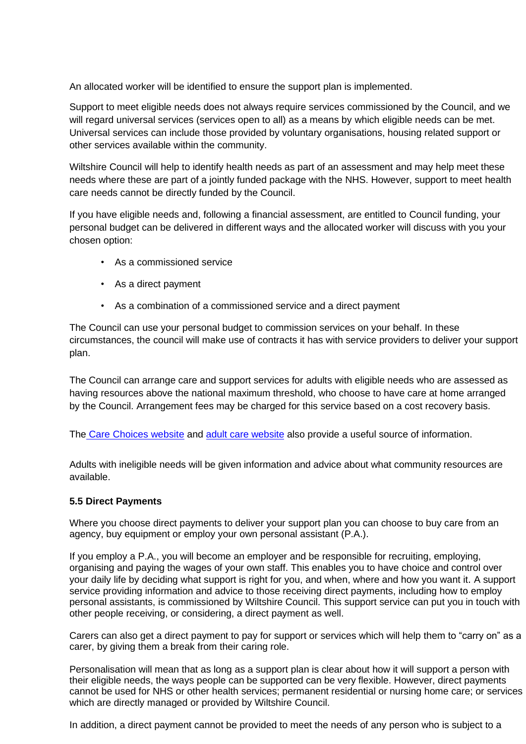An allocated worker will be identified to ensure the support plan is implemented.

Support to meet eligible needs does not always require services commissioned by the Council, and we will regard universal services (services open to all) as a means by which eligible needs can be met. Universal services can include those provided by voluntary organisations, housing related support or other services available within the community.

Wiltshire Council will help to identify health needs as part of an assessment and may help meet these needs where these are part of a jointly funded package with the NHS. However, support to meet health care needs cannot be directly funded by the Council.

If you have eligible needs and, following a financial assessment, are entitled to Council funding, your personal budget can be delivered in different ways and the allocated worker will discuss with you your chosen option:

- As a commissioned service
- As a direct payment
- As a combination of a commissioned service and a direct payment

The Council can use your personal budget to commission services on your behalf. In these circumstances, the council will make use of contracts it has with service providers to deliver your support plan.

The Council can arrange care and support services for adults with eligible needs who are assessed as having resources above the national maximum threshold, who choose to have care at home arranged by the Council. Arrangement fees may be charged for this service based on a cost recovery basis.

The Care Choices website and adult care website also provide a useful source of information.

Adults with ineligible needs will be given information and advice about what community resources are available.

**5.5 Direct Payments**

Where you choose direct payments to deliver your support plan you can choose to buy care from an agency, buy equipment or employ your own personal assistant (P.A.).

If you employ a P.A., you will become an employer and be responsible for recruiting, employing, organising and paying the wages of your own staff. This enables you to have choice and control over your daily life by deciding what support is right for you, and when, where and how you want it. A support service providing information and advice to those receiving direct payments, including how to employ personal assistants, is commissioned by Wiltshire Council. This support service can put you in touch with other people receiving, or considering, a direct payment as well.

Carers can also get a direct payment to pay for support or services which will help them to "carry on" as a carer, by giving them a break from their caring role.

Personalisation will mean that as long as a support plan is clear about how it will support a person with their eligible needs, the ways people can be supported can be very flexible. However, direct payments cannot be used for NHS or other health services; permanent residential or nursing home care; or services which are directly managed or provided by Wiltshire Council.

In addition, a direct payment cannot be provided to meet the needs of any person who is subject to a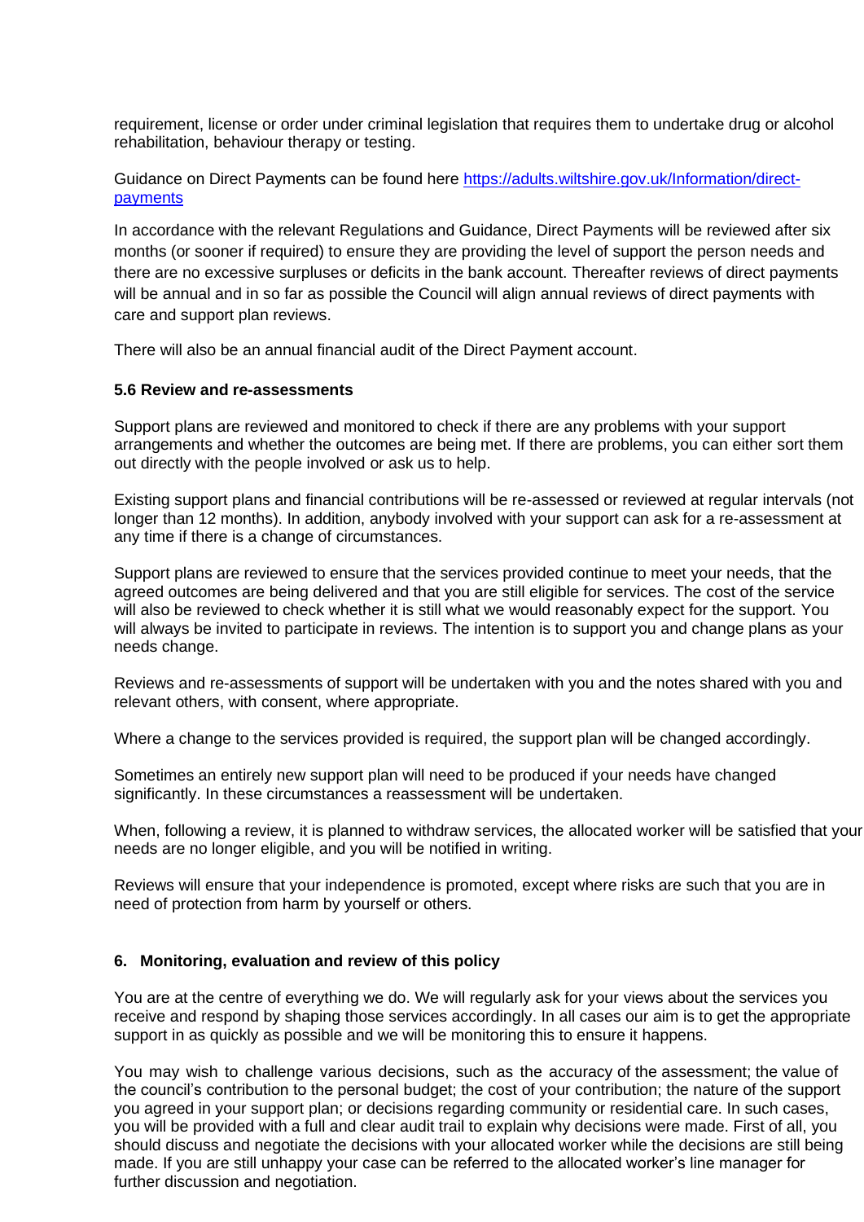requirement, license or order under criminal legislation that requires them to undertake drug or alcohol rehabilitation, behaviour therapy or testing.

Guidance on Direct Payments can be found here [https://adults.wiltshire.gov.uk/Information/direct-payments](https://adults.wiltshire.gov.uk/Information/direct-payments)

In accordance with the relevant Regulations and Guidance, Direct Payments will be reviewed after six months (or sooner if required) to ensure they are providing the level of support the person needs and there are no excessive surpluses or deficits in the bank account. Thereafter reviews of direct payments will be annual and in so far as possible the Council will align annual reviews of direct payments with care and support plan reviews.

There will also be an annual financial audit of the Direct Payment account.

### 5.6 Review and re-assessments

Support plans are reviewed and monitored to check if there are any problems with your support arrangements and whether the outcomes are being met. If there are problems, you can either sort them out directly with the people involved or ask us to help.

Existing support plans and financial contributions will be re-assessed or reviewed at regular intervals (not longer than 12 months). In addition, anybody involved with your support can ask for a re-assessment at any time if there is a change of circumstances.

Support plans are reviewed to ensure that the services provided continue to meet your needs, that the agreed outcomes are being delivered and that you are still eligible for services. The cost of the service will also be reviewed to check whether it is still what we would reasonably expect for the support. You will always be invited to participate in reviews. The intention is to support you and change plans as your needs change.

Reviews and re-assessments of support will be undertaken with you and the notes shared with you and relevant others, with consent, where appropriate.

Where a change to the services provided is required, the support plan will be changed accordingly.

Sometimes an entirely new support plan will need to be produced if your needs have changed significantly. In these circumstances a reassessment will be undertaken.

When, following a review, it is planned to withdraw services, the allocated worker will be satisfied that your needs are no longer eligible, and you will be notified in writing.

Reviews will ensure that your independence is promoted, except where risks are such that you are in need of protection from harm by yourself or others.

## 6. Monitoring, evaluation and review of this policy

You are at the centre of everything we do. We will regularly ask for your views about the services you receive and respond by shaping those services accordingly. In all cases our aim is to get the appropriate support in as quickly as possible and we will be monitoring this to ensure it happens.

You may wish to challenge various decisions, such as the accuracy of the assessment; the value of the council's contribution to the personal budget; the cost of your contribution; the nature of the support you agreed in your support plan; or decisions regarding community or residential care. In such cases, you will be provided with a full and clear audit trail to explain why decisions were made. First of all, you should discuss and negotiate the decisions with your allocated worker while the decisions are still being made. If you are still unhappy your case can be referred to the allocated worker's line manager for further discussion and negotiation.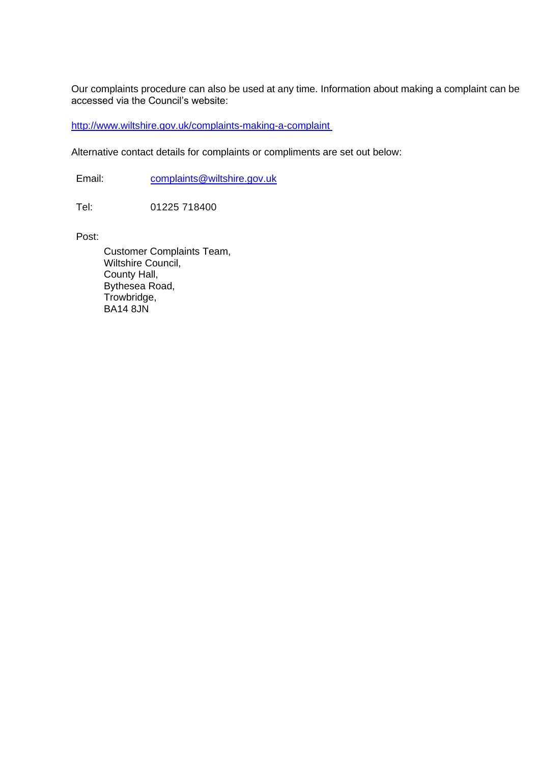Our complaints procedure can also be used at any time. Information about making a complaint can be accessed via the Council's website:

http://www.wiltshire.gov.uk/complaints-making-a-complaint

Alternative contact details for complaints or compliments are set out below:

Email: complaints@wiltshire.gov.uk

Tel: 01225 718400

Post:

Customer Complaints Team,
Wiltshire Council,
County Hall,
Bythesea Road,
Trowbridge,
BA14 8JN